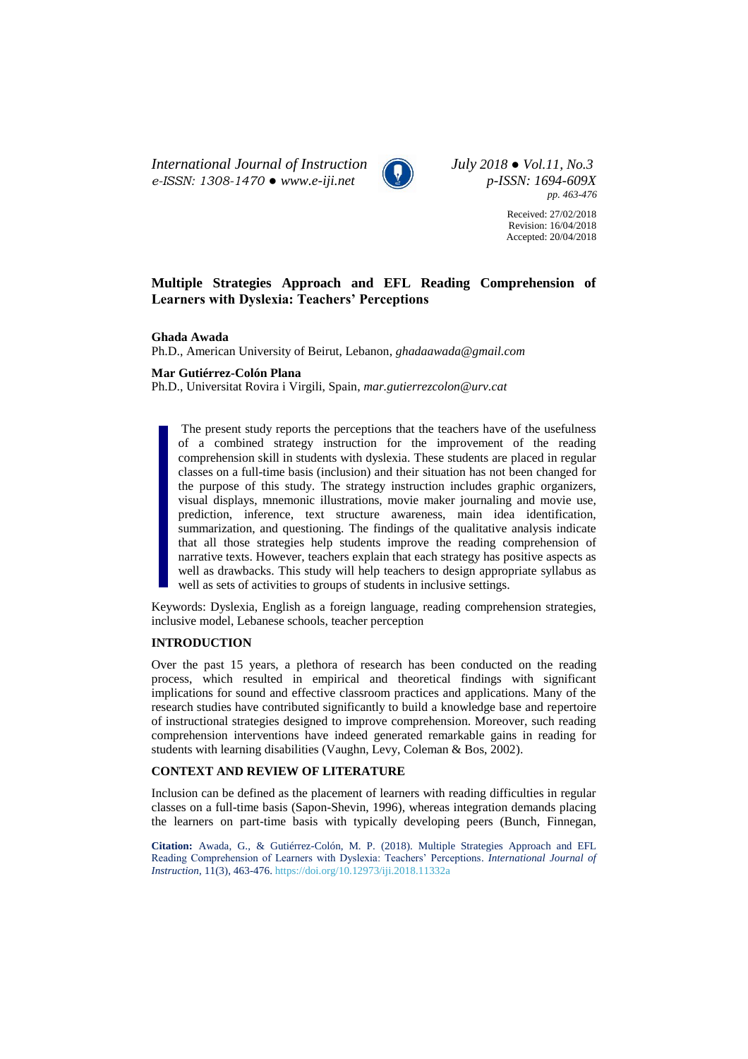# Multiple Strategies Approach and EFL Reading Comprehension of Learners with Dyslexia: Teachers' Perceptions

**Ghada Awada**
Ph.D., American University of Beirut, Lebanon, *ghadaawada@gmail.com*

**Mar Gutiérrez-Colón Plana**
Ph.D., Universitat Rovira i Virgili, Spain, *mar.gutierrezcolon@urv.cat*

Received: 27/02/2018
Revision: 16/04/2018
Accepted: 20/04/2018

The present study reports the perceptions that the teachers have of the usefulness of a combined strategy instruction for the improvement of the reading comprehension skill in students with dyslexia. These students are placed in regular classes on a full-time basis (inclusion) and their situation has not been changed for the purpose of this study. The strategy instruction includes graphic organizers, visual displays, mnemonic illustrations, movie maker journaling and movie use, prediction, inference, text structure awareness, main idea identification, summarization, and questioning. The findings of the qualitative analysis indicate that all those strategies help students improve the reading comprehension of narrative texts. However, teachers explain that each strategy has positive aspects as well as drawbacks. This study will help teachers to design appropriate syllabus as well as sets of activities to groups of students in inclusive settings.

Keywords: Dyslexia, English as a foreign language, reading comprehension strategies, inclusive model, Lebanese schools, teacher perception

## INTRODUCTION

Over the past 15 years, a plethora of research has been conducted on the reading process, which resulted in empirical and theoretical findings with significant implications for sound and effective classroom practices and applications. Many of the research studies have contributed significantly to build a knowledge base and repertoire of instructional strategies designed to improve comprehension. Moreover, such reading comprehension interventions have indeed generated remarkable gains in reading for students with learning disabilities (Vaughn, Levy, Coleman & Bos, 2002).

## CONTEXT AND REVIEW OF LITERATURE

Inclusion can be defined as the placement of learners with reading difficulties in regular classes on a full-time basis (Sapon-Shevin, 1996), whereas integration demands placing the learners on part-time basis with typically developing peers (Bunch, Finnegan,

**Citation:** Awada, G., & Gutiérrez-Colón, M. P. (2018). Multiple Strategies Approach and EFL Reading Comprehension of Learners with Dyslexia: Teachers' Perceptions. *International Journal of Instruction*, 11(3), 463-476. https://doi.org/10.12973/iji.2018.11332a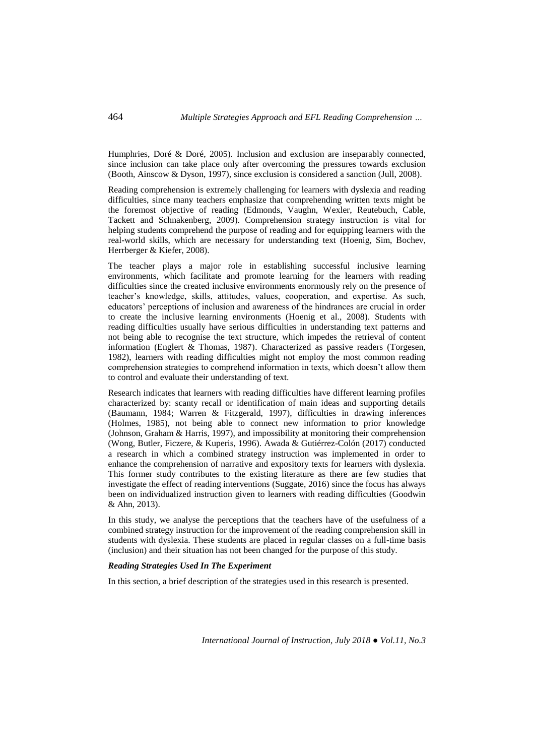Humphries, Doré & Doré, 2005). Inclusion and exclusion are inseparably connected, since inclusion can take place only after overcoming the pressures towards exclusion (Booth, Ainscow & Dyson, 1997), since exclusion is considered a sanction (Jull, 2008).

Reading comprehension is extremely challenging for learners with dyslexia and reading difficulties, since many teachers emphasize that comprehending written texts might be the foremost objective of reading (Edmonds, Vaughn, Wexler, Reutebuch, Cable, Tackett and Schnakenberg, 2009). Comprehension strategy instruction is vital for helping students comprehend the purpose of reading and for equipping learners with the real-world skills, which are necessary for understanding text (Hoenig, Sim, Bochev, Herrberger & Kiefer, 2008).

The teacher plays a major role in establishing successful inclusive learning environments, which facilitate and promote learning for the learners with reading difficulties since the created inclusive environments enormously rely on the presence of teacher's knowledge, skills, attitudes, values, cooperation, and expertise. As such, educators' perceptions of inclusion and awareness of the hindrances are crucial in order to create the inclusive learning environments (Hoenig et al., 2008). Students with reading difficulties usually have serious difficulties in understanding text patterns and not being able to recognise the text structure, which impedes the retrieval of content information (Englert & Thomas, 1987). Characterized as passive readers (Torgesen, 1982), learners with reading difficulties might not employ the most common reading comprehension strategies to comprehend information in texts, which doesn't allow them to control and evaluate their understanding of text.

Research indicates that learners with reading difficulties have different learning profiles characterized by: scanty recall or identification of main ideas and supporting details (Baumann, 1984; Warren & Fitzgerald, 1997), difficulties in drawing inferences (Holmes, 1985), not being able to connect new information to prior knowledge (Johnson, Graham & Harris, 1997), and impossibility at monitoring their comprehension (Wong, Butler, Ficzere, & Kuperis, 1996). Awada & Gutiérrez-Colón (2017) conducted a research in which a combined strategy instruction was implemented in order to enhance the comprehension of narrative and expository texts for learners with dyslexia. This former study contributes to the existing literature as there are few studies that investigate the effect of reading interventions (Suggate, 2016) since the focus has always been on individualized instruction given to learners with reading difficulties (Goodwin & Ahn, 2013).

In this study, we analyse the perceptions that the teachers have of the usefulness of a combined strategy instruction for the improvement of the reading comprehension skill in students with dyslexia. These students are placed in regular classes on a full-time basis (inclusion) and their situation has not been changed for the purpose of this study.

### *Reading Strategies Used In The Experiment*

In this section, a brief description of the strategies used in this research is presented.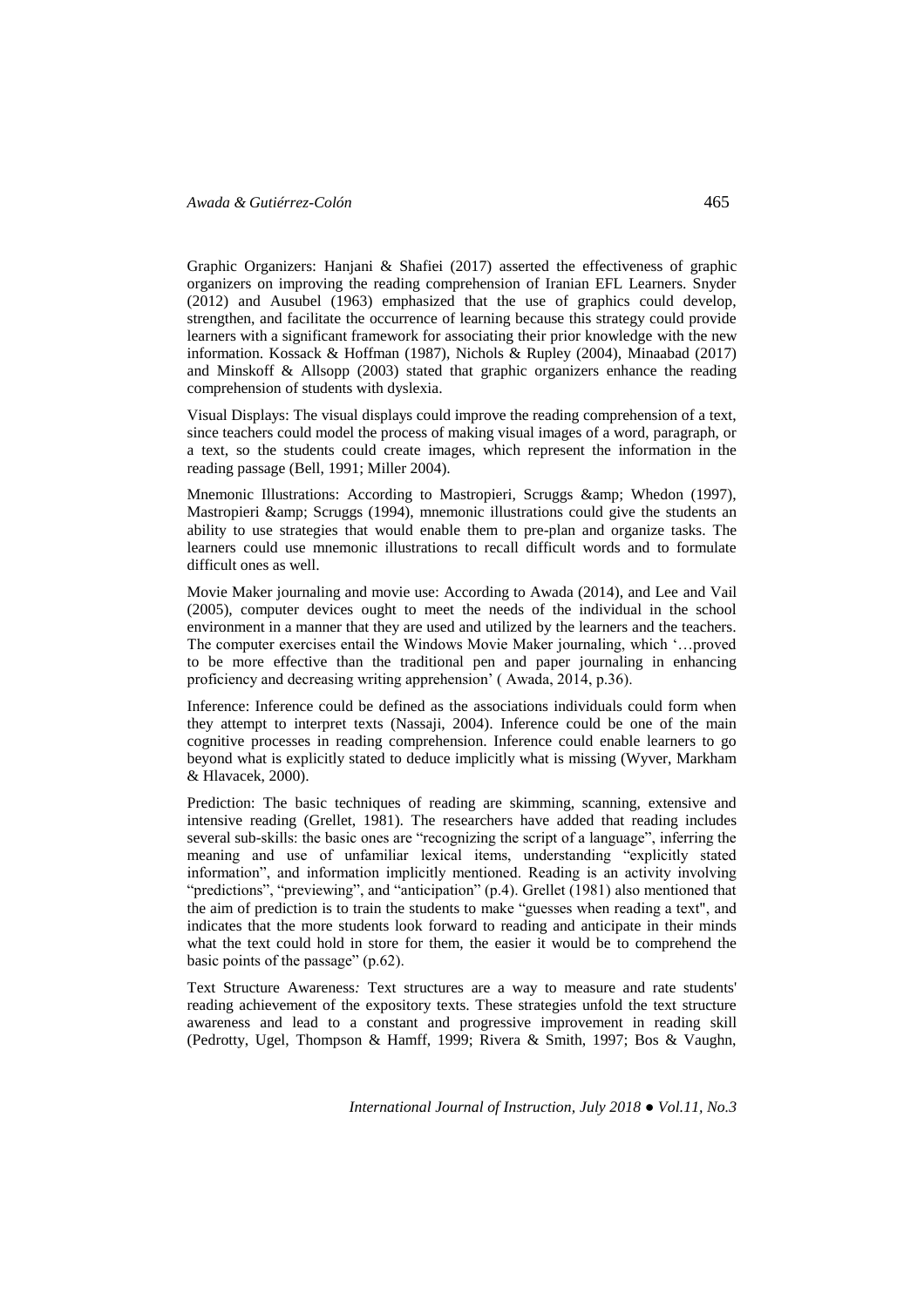Graphic Organizers: Hanjani & Shafiei (2017) asserted the effectiveness of graphic organizers on improving the reading comprehension of Iranian EFL Learners. Snyder (2012) and Ausubel (1963) emphasized that the use of graphics could develop, strengthen, and facilitate the occurrence of learning because this strategy could provide learners with a significant framework for associating their prior knowledge with the new information. Kossack & Hoffman (1987), Nichols & Rupley (2004), Minaabad (2017) and Minskoff & Allsopp (2003) stated that graphic organizers enhance the reading comprehension of students with dyslexia.

Visual Displays: The visual displays could improve the reading comprehension of a text, since teachers could model the process of making visual images of a word, paragraph, or a text, so the students could create images, which represent the information in the reading passage (Bell, 1991; Miller 2004).

Mnemonic Illustrations: According to Mastropieri, Scruggs &amp; Whedon (1997), Mastropieri &amp; Scruggs (1994), mnemonic illustrations could give the students an ability to use strategies that would enable them to pre-plan and organize tasks. The learners could use mnemonic illustrations to recall difficult words and to formulate difficult ones as well.

Movie Maker journaling and movie use: According to Awada (2014), and Lee and Vail (2005), computer devices ought to meet the needs of the individual in the school environment in a manner that they are used and utilized by the learners and the teachers. The computer exercises entail the Windows Movie Maker journaling, which '…proved to be more effective than the traditional pen and paper journaling in enhancing proficiency and decreasing writing apprehension' ( Awada, 2014, p.36).

Inference: Inference could be defined as the associations individuals could form when they attempt to interpret texts (Nassaji, 2004). Inference could be one of the main cognitive processes in reading comprehension. Inference could enable learners to go beyond what is explicitly stated to deduce implicitly what is missing (Wyver, Markham & Hlavacek, 2000).

Prediction: The basic techniques of reading are skimming, scanning, extensive and intensive reading (Grellet, 1981). The researchers have added that reading includes several sub-skills: the basic ones are "recognizing the script of a language", inferring the meaning and use of unfamiliar lexical items, understanding "explicitly stated information", and information implicitly mentioned. Reading is an activity involving "predictions", "previewing", and "anticipation" (p.4). Grellet (1981) also mentioned that the aim of prediction is to train the students to make "guesses when reading a text", and indicates that the more students look forward to reading and anticipate in their minds what the text could hold in store for them, the easier it would be to comprehend the basic points of the passage" (p.62).

Text Structure Awareness*:* Text structures are a way to measure and rate students' reading achievement of the expository texts. These strategies unfold the text structure awareness and lead to a constant and progressive improvement in reading skill (Pedrotty, Ugel, Thompson & Hamff, 1999; Rivera & Smith, 1997; Bos & Vaughn,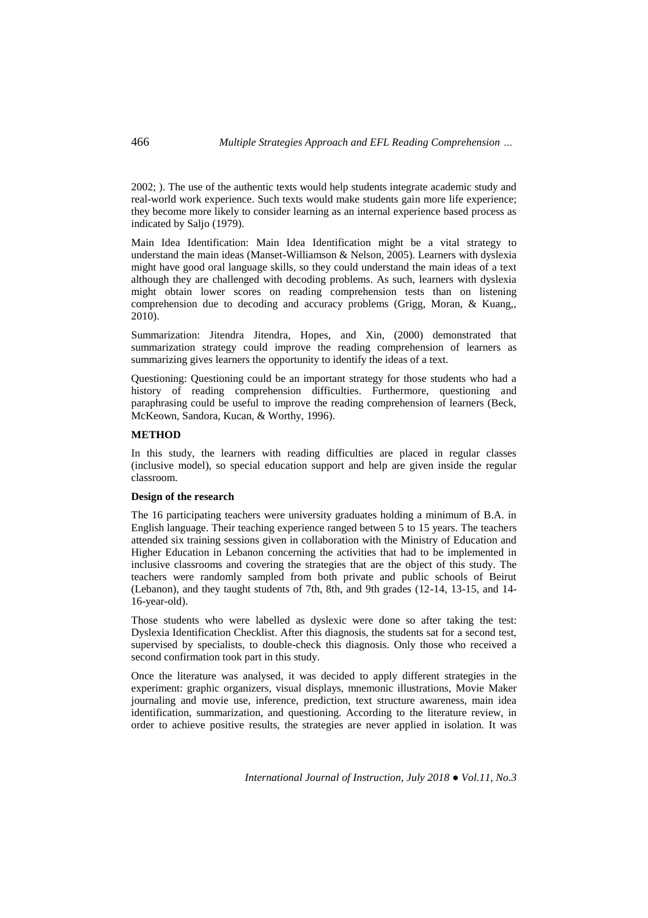2002; ). The use of the authentic texts would help students integrate academic study and real-world work experience. Such texts would make students gain more life experience; they become more likely to consider learning as an internal experience based process as indicated by Saljo (1979).

Main Idea Identification: Main Idea Identification might be a vital strategy to understand the main ideas (Manset-Williamson & Nelson, 2005). Learners with dyslexia might have good oral language skills, so they could understand the main ideas of a text although they are challenged with decoding problems. As such, learners with dyslexia might obtain lower scores on reading comprehension tests than on listening comprehension due to decoding and accuracy problems (Grigg, Moran, & Kuang,, 2010).

Summarization: Jitendra Jitendra, Hopes, and Xin, (2000) demonstrated that summarization strategy could improve the reading comprehension of learners as summarizing gives learners the opportunity to identify the ideas of a text.

Questioning: Questioning could be an important strategy for those students who had a history of reading comprehension difficulties. Furthermore, questioning and paraphrasing could be useful to improve the reading comprehension of learners (Beck, McKeown, Sandora, Kucan, & Worthy, 1996).

## METHOD

In this study, the learners with reading difficulties are placed in regular classes (inclusive model), so special education support and help are given inside the regular classroom.

### Design of the research

The 16 participating teachers were university graduates holding a minimum of B.A. in English language. Their teaching experience ranged between 5 to 15 years. The teachers attended six training sessions given in collaboration with the Ministry of Education and Higher Education in Lebanon concerning the activities that had to be implemented in inclusive classrooms and covering the strategies that are the object of this study. The teachers were randomly sampled from both private and public schools of Beirut (Lebanon), and they taught students of 7th, 8th, and 9th grades (12-14, 13-15, and 14-16-year-old).

Those students who were labelled as dyslexic were done so after taking the test: Dyslexia Identification Checklist. After this diagnosis, the students sat for a second test, supervised by specialists, to double-check this diagnosis. Only those who received a second confirmation took part in this study.

Once the literature was analysed, it was decided to apply different strategies in the experiment: graphic organizers, visual displays, mnemonic illustrations, Movie Maker journaling and movie use, inference, prediction, text structure awareness, main idea identification, summarization, and questioning. According to the literature review, in order to achieve positive results, the strategies are never applied in isolation. It was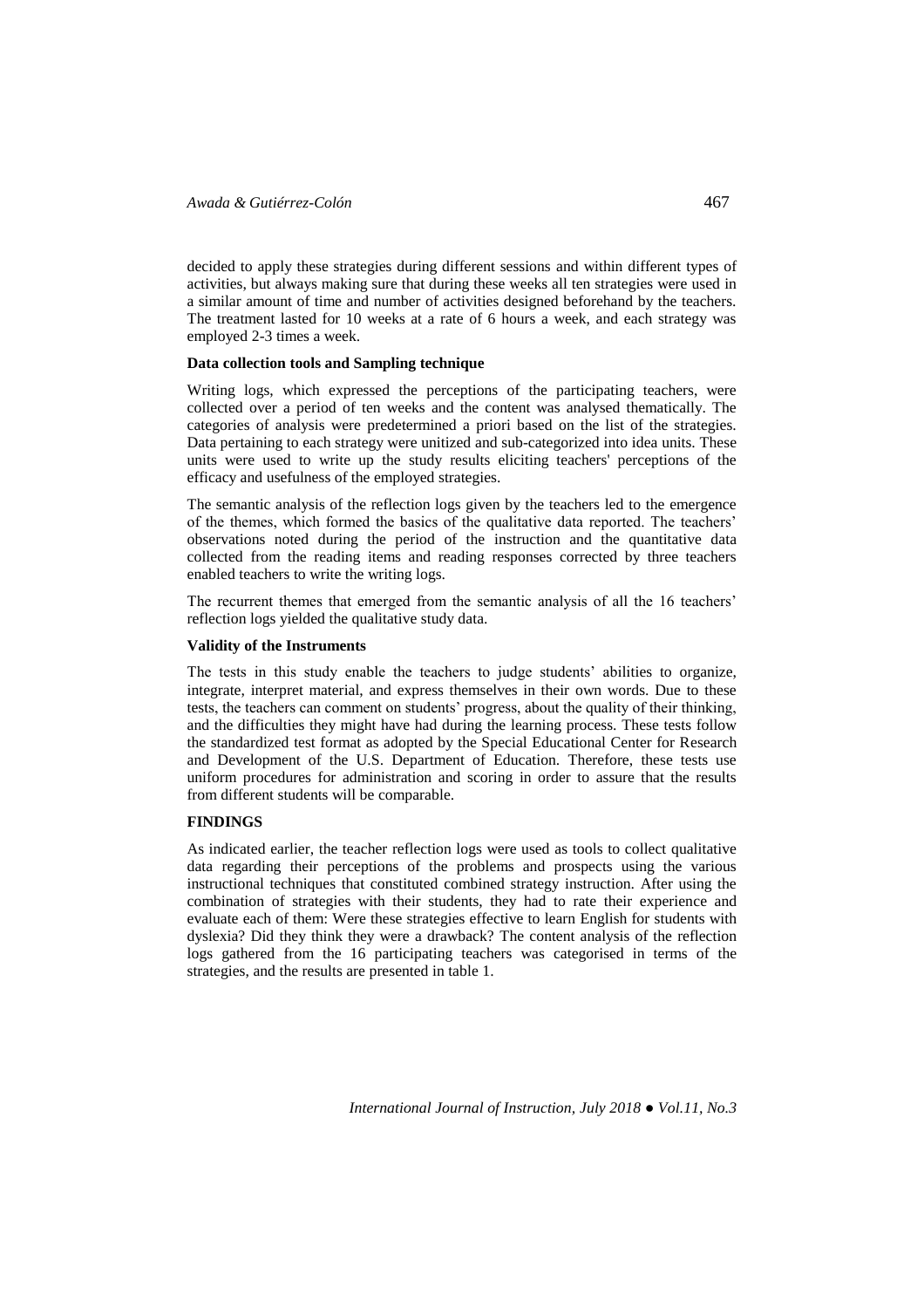decided to apply these strategies during different sessions and within different types of activities, but always making sure that during these weeks all ten strategies were used in a similar amount of time and number of activities designed beforehand by the teachers. The treatment lasted for 10 weeks at a rate of 6 hours a week, and each strategy was employed 2-3 times a week.

**Data collection tools and Sampling technique**

Writing logs, which expressed the perceptions of the participating teachers, were collected over a period of ten weeks and the content was analysed thematically. The categories of analysis were predetermined a priori based on the list of the strategies. Data pertaining to each strategy were unitized and sub-categorized into idea units. These units were used to write up the study results eliciting teachers' perceptions of the efficacy and usefulness of the employed strategies.

The semantic analysis of the reflection logs given by the teachers led to the emergence of the themes, which formed the basics of the qualitative data reported. The teachers' observations noted during the period of the instruction and the quantitative data collected from the reading items and reading responses corrected by three teachers enabled teachers to write the writing logs.

The recurrent themes that emerged from the semantic analysis of all the 16 teachers' reflection logs yielded the qualitative study data.

**Validity of the Instruments**

The tests in this study enable the teachers to judge students' abilities to organize, integrate, interpret material, and express themselves in their own words. Due to these tests, the teachers can comment on students' progress, about the quality of their thinking, and the difficulties they might have had during the learning process. These tests follow the standardized test format as adopted by the Special Educational Center for Research and Development of the U.S. Department of Education. Therefore, these tests use uniform procedures for administration and scoring in order to assure that the results from different students will be comparable.

**FINDINGS**

As indicated earlier, the teacher reflection logs were used as tools to collect qualitative data regarding their perceptions of the problems and prospects using the various instructional techniques that constituted combined strategy instruction. After using the combination of strategies with their students, they had to rate their experience and evaluate each of them: Were these strategies effective to learn English for students with dyslexia? Did they think they were a drawback? The content analysis of the reflection logs gathered from the 16 participating teachers was categorised in terms of the strategies, and the results are presented in table 1.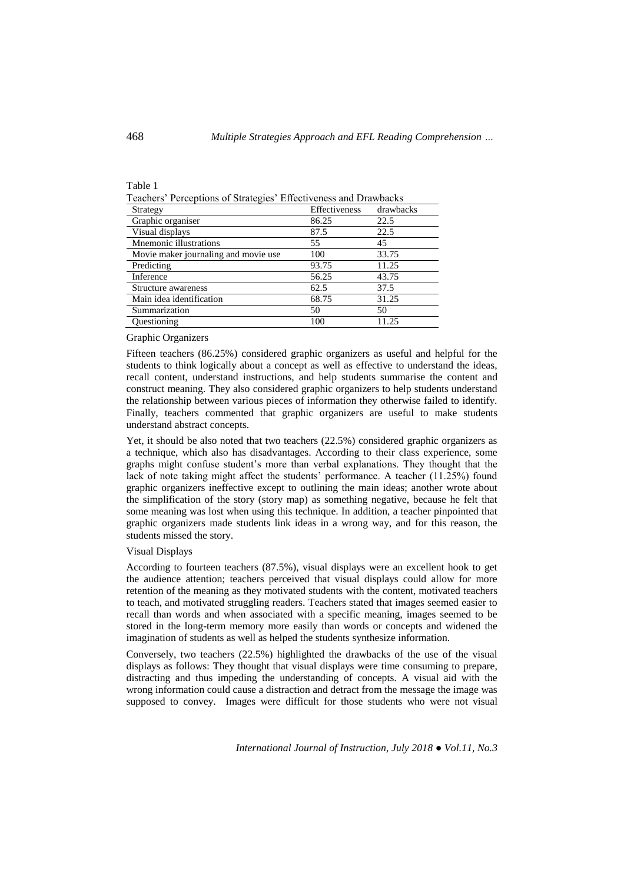Table 1

Teachers' Perceptions of Strategies' Effectiveness and Drawbacks

| Strategy | Effectiveness | drawbacks |
| --- | --- | --- |
| Graphic organiser | 86.25 | 22.5 |
| Visual displays | 87.5 | 22.5 |
| Mnemonic illustrations | 55 | 45 |
| Movie maker journaling and movie use | 100 | 33.75 |
| Predicting | 93.75 | 11.25 |
| Inference | 56.25 | 43.75 |
| Structure awareness | 62.5 | 37.5 |
| Main idea identification | 68.75 | 31.25 |
| Summarization | 50 | 50 |
| Questioning | 100 | 11.25 |

Graphic Organizers

Fifteen teachers (86.25%) considered graphic organizers as useful and helpful for the students to think logically about a concept as well as effective to understand the ideas, recall content, understand instructions, and help students summarise the content and construct meaning. They also considered graphic organizers to help students understand the relationship between various pieces of information they otherwise failed to identify. Finally, teachers commented that graphic organizers are useful to make students understand abstract concepts.

Yet, it should be also noted that two teachers (22.5%) considered graphic organizers as a technique, which also has disadvantages. According to their class experience, some graphs might confuse student's more than verbal explanations. They thought that the lack of note taking might affect the students' performance. A teacher (11.25%) found graphic organizers ineffective except to outlining the main ideas; another wrote about the simplification of the story (story map) as something negative, because he felt that some meaning was lost when using this technique. In addition, a teacher pinpointed that graphic organizers made students link ideas in a wrong way, and for this reason, the students missed the story.

Visual Displays

According to fourteen teachers (87.5%), visual displays were an excellent hook to get the audience attention; teachers perceived that visual displays could allow for more retention of the meaning as they motivated students with the content, motivated teachers to teach, and motivated struggling readers. Teachers stated that images seemed easier to recall than words and when associated with a specific meaning, images seemed to be stored in the long-term memory more easily than words or concepts and widened the imagination of students as well as helped the students synthesize information.

Conversely, two teachers (22.5%) highlighted the drawbacks of the use of the visual displays as follows: They thought that visual displays were time consuming to prepare, distracting and thus impeding the understanding of concepts. A visual aid with the wrong information could cause a distraction and detract from the message the image was supposed to convey. Images were difficult for those students who were not visual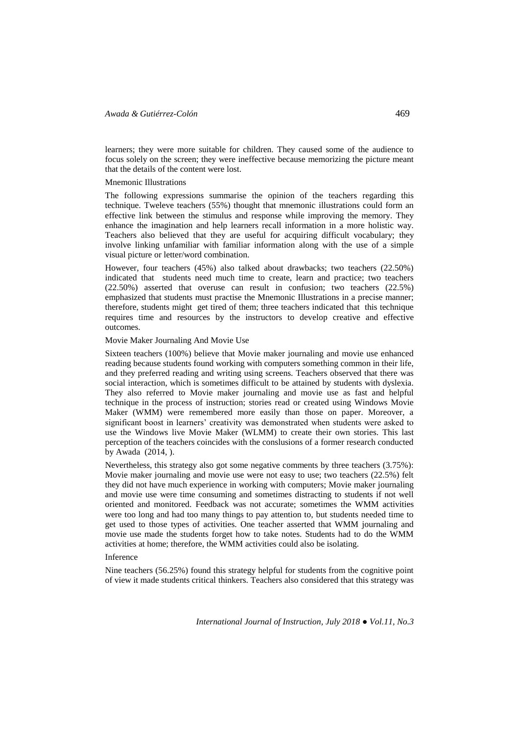learners; they were more suitable for children. They caused some of the audience to focus solely on the screen; they were ineffective because memorizing the picture meant that the details of the content were lost.

### Mnemonic Illustrations

The following expressions summarise the opinion of the teachers regarding this technique. Tweleve teachers (55%) thought that mnemonic illustrations could form an effective link between the stimulus and response while improving the memory. They enhance the imagination and help learners recall information in a more holistic way. Teachers also believed that they are useful for acquiring difficult vocabulary; they involve linking unfamiliar with familiar information along with the use of a simple visual picture or letter/word combination.

However, four teachers (45%) also talked about drawbacks; two teachers (22.50%) indicated that students need much time to create, learn and practice; two teachers (22.50%) asserted that overuse can result in confusion; two teachers (22.5%) emphasized that students must practise the Mnemonic Illustrations in a precise manner; therefore, students might get tired of them; three teachers indicated that this technique requires time and resources by the instructors to develop creative and effective outcomes.

### Movie Maker Journaling And Movie Use

Sixteen teachers (100%) believe that Movie maker journaling and movie use enhanced reading because students found working with computers something common in their life, and they preferred reading and writing using screens. Teachers observed that there was social interaction, which is sometimes difficult to be attained by students with dyslexia. They also referred to Movie maker journaling and movie use as fast and helpful technique in the process of instruction; stories read or created using Windows Movie Maker (WMM) were remembered more easily than those on paper. Moreover, a significant boost in learners' creativity was demonstrated when students were asked to use the Windows live Movie Maker (WLMM) to create their own stories. This last perception of the teachers coincides with the conslusions of a former research conducted by Awada (2014, ).

Nevertheless, this strategy also got some negative comments by three teachers (3.75%): Movie maker journaling and movie use were not easy to use; two teachers (22.5%) felt they did not have much experience in working with computers; Movie maker journaling and movie use were time consuming and sometimes distracting to students if not well oriented and monitored. Feedback was not accurate; sometimes the WMM activities were too long and had too many things to pay attention to, but students needed time to get used to those types of activities. One teacher asserted that WMM journaling and movie use made the students forget how to take notes. Students had to do the WMM activities at home; therefore, the WMM activities could also be isolating.

### Inference

Nine teachers (56.25%) found this strategy helpful for students from the cognitive point of view it made students critical thinkers. Teachers also considered that this strategy was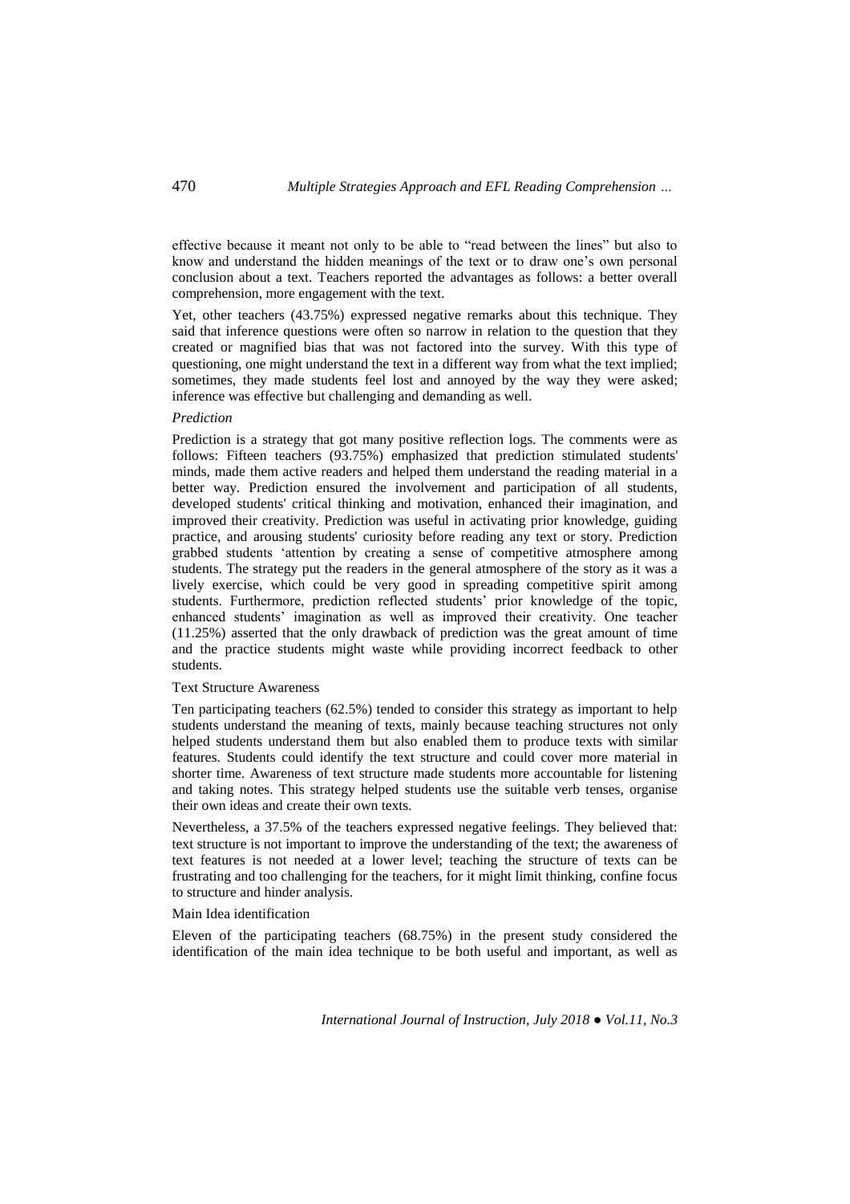effective because it meant not only to be able to "read between the lines" but also to know and understand the hidden meanings of the text or to draw one's own personal conclusion about a text. Teachers reported the advantages as follows: a better overall comprehension, more engagement with the text.

Yet, other teachers (43.75%) expressed negative remarks about this technique. They said that inference questions were often so narrow in relation to the question that they created or magnified bias that was not factored into the survey. With this type of questioning, one might understand the text in a different way from what the text implied; sometimes, they made students feel lost and annoyed by the way they were asked; inference was effective but challenging and demanding as well.

*Prediction*

Prediction is a strategy that got many positive reflection logs. The comments were as follows: Fifteen teachers (93.75%) emphasized that prediction stimulated students' minds, made them active readers and helped them understand the reading material in a better way. Prediction ensured the involvement and participation of all students, developed students' critical thinking and motivation, enhanced their imagination, and improved their creativity. Prediction was useful in activating prior knowledge, guiding practice, and arousing students' curiosity before reading any text or story. Prediction grabbed students 'attention by creating a sense of competitive atmosphere among students. The strategy put the readers in the general atmosphere of the story as it was a lively exercise, which could be very good in spreading competitive spirit among students. Furthermore, prediction reflected students' prior knowledge of the topic, enhanced students' imagination as well as improved their creativity. One teacher (11.25%) asserted that the only drawback of prediction was the great amount of time and the practice students might waste while providing incorrect feedback to other students.

Text Structure Awareness

Ten participating teachers (62.5%) tended to consider this strategy as important to help students understand the meaning of texts, mainly because teaching structures not only helped students understand them but also enabled them to produce texts with similar features. Students could identify the text structure and could cover more material in shorter time. Awareness of text structure made students more accountable for listening and taking notes. This strategy helped students use the suitable verb tenses, organise their own ideas and create their own texts.

Nevertheless, a 37.5% of the teachers expressed negative feelings. They believed that: text structure is not important to improve the understanding of the text; the awareness of text features is not needed at a lower level; teaching the structure of texts can be frustrating and too challenging for the teachers, for it might limit thinking, confine focus to structure and hinder analysis.

Main Idea identification

Eleven of the participating teachers (68.75%) in the present study considered the identification of the main idea technique to be both useful and important, as well as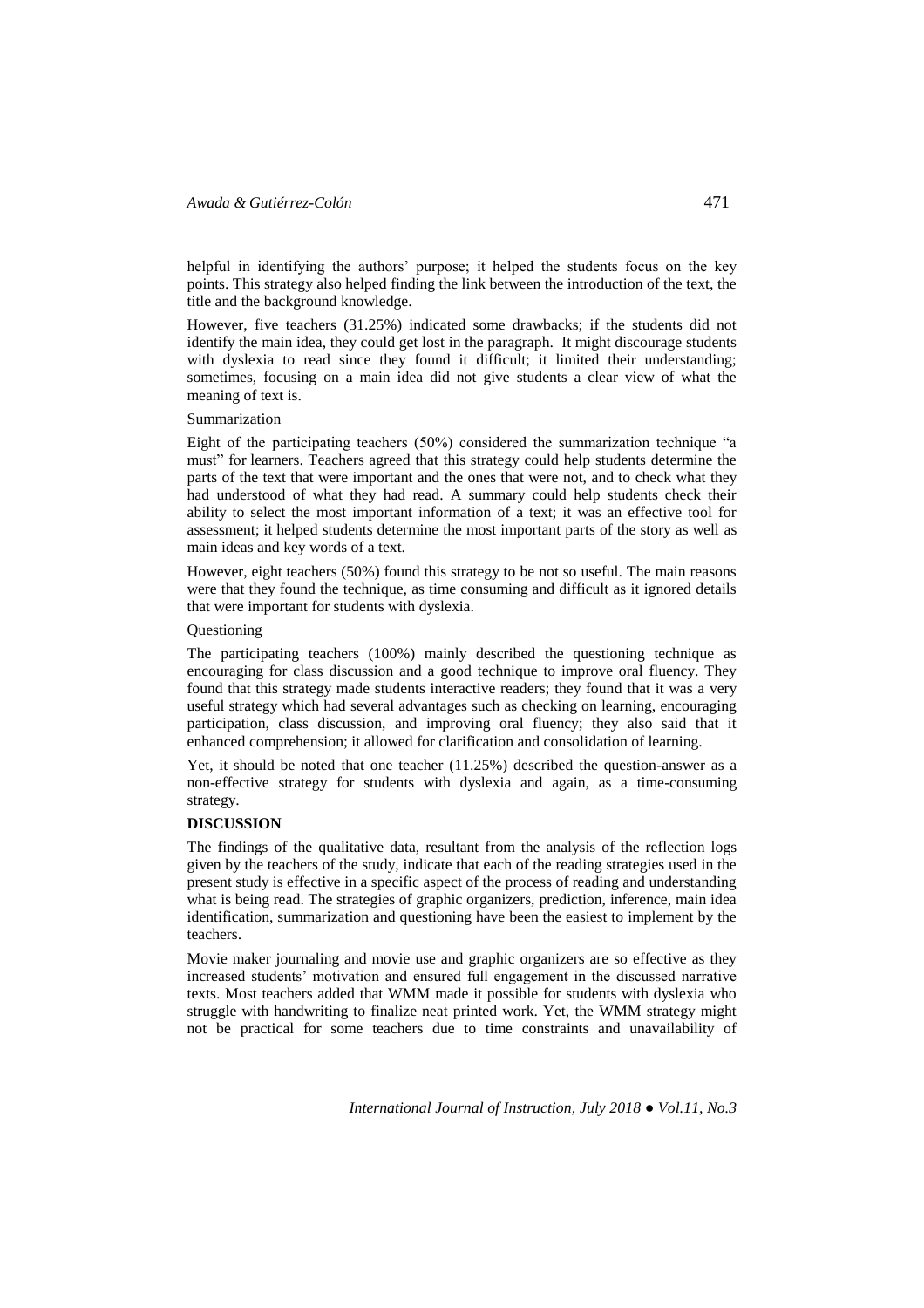helpful in identifying the authors' purpose; it helped the students focus on the key points. This strategy also helped finding the link between the introduction of the text, the title and the background knowledge.

However, five teachers (31.25%) indicated some drawbacks; if the students did not identify the main idea, they could get lost in the paragraph. It might discourage students with dyslexia to read since they found it difficult; it limited their understanding; sometimes, focusing on a main idea did not give students a clear view of what the meaning of text is.

Summarization

Eight of the participating teachers (50%) considered the summarization technique "a must" for learners. Teachers agreed that this strategy could help students determine the parts of the text that were important and the ones that were not, and to check what they had understood of what they had read. A summary could help students check their ability to select the most important information of a text; it was an effective tool for assessment; it helped students determine the most important parts of the story as well as main ideas and key words of a text.

However, eight teachers (50%) found this strategy to be not so useful. The main reasons were that they found the technique, as time consuming and difficult as it ignored details that were important for students with dyslexia.

Questioning

The participating teachers (100%) mainly described the questioning technique as encouraging for class discussion and a good technique to improve oral fluency. They found that this strategy made students interactive readers; they found that it was a very useful strategy which had several advantages such as checking on learning, encouraging participation, class discussion, and improving oral fluency; they also said that it enhanced comprehension; it allowed for clarification and consolidation of learning.

Yet, it should be noted that one teacher (11.25%) described the question-answer as a non-effective strategy for students with dyslexia and again, as a time-consuming strategy.

**DISCUSSION**

The findings of the qualitative data, resultant from the analysis of the reflection logs given by the teachers of the study, indicate that each of the reading strategies used in the present study is effective in a specific aspect of the process of reading and understanding what is being read. The strategies of graphic organizers, prediction, inference, main idea identification, summarization and questioning have been the easiest to implement by the teachers.

Movie maker journaling and movie use and graphic organizers are so effective as they increased students' motivation and ensured full engagement in the discussed narrative texts. Most teachers added that WMM made it possible for students with dyslexia who struggle with handwriting to finalize neat printed work. Yet, the WMM strategy might not be practical for some teachers due to time constraints and unavailability of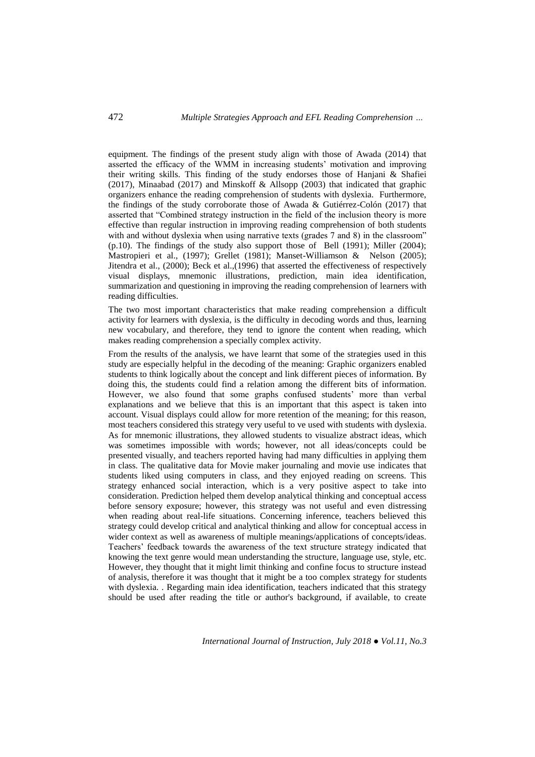equipment. The findings of the present study align with those of Awada (2014) that asserted the efficacy of the WMM in increasing students' motivation and improving their writing skills. This finding of the study endorses those of Hanjani & Shafiei (2017), Minaabad (2017) and Minskoff & Allsopp (2003) that indicated that graphic organizers enhance the reading comprehension of students with dyslexia. Furthermore, the findings of the study corroborate those of Awada & Gutiérrez-Colón (2017) that asserted that "Combined strategy instruction in the field of the inclusion theory is more effective than regular instruction in improving reading comprehension of both students with and without dyslexia when using narrative texts (grades 7 and 8) in the classroom" (p.10). The findings of the study also support those of Bell (1991); Miller (2004); Mastropieri et al., (1997); Grellet (1981); Manset-Williamson & Nelson (2005); Jitendra et al., (2000); Beck et al.,(1996) that asserted the effectiveness of respectively visual displays, mnemonic illustrations, prediction, main idea identification, summarization and questioning in improving the reading comprehension of learners with reading difficulties.

The two most important characteristics that make reading comprehension a difficult activity for learners with dyslexia, is the difficulty in decoding words and thus, learning new vocabulary, and therefore, they tend to ignore the content when reading, which makes reading comprehension a specially complex activity.

From the results of the analysis, we have learnt that some of the strategies used in this study are especially helpful in the decoding of the meaning: Graphic organizers enabled students to think logically about the concept and link different pieces of information. By doing this, the students could find a relation among the different bits of information. However, we also found that some graphs confused students' more than verbal explanations and we believe that this is an important that this aspect is taken into account. Visual displays could allow for more retention of the meaning; for this reason, most teachers considered this strategy very useful to ve used with students with dyslexia. As for mnemonic illustrations, they allowed students to visualize abstract ideas, which was sometimes impossible with words; however, not all ideas/concepts could be presented visually, and teachers reported having had many difficulties in applying them in class. The qualitative data for Movie maker journaling and movie use indicates that students liked using computers in class, and they enjoyed reading on screens. This strategy enhanced social interaction, which is a very positive aspect to take into consideration. Prediction helped them develop analytical thinking and conceptual access before sensory exposure; however, this strategy was not useful and even distressing when reading about real-life situations. Concerning inference, teachers believed this strategy could develop critical and analytical thinking and allow for conceptual access in wider context as well as awareness of multiple meanings/applications of concepts/ideas. Teachers' feedback towards the awareness of the text structure strategy indicated that knowing the text genre would mean understanding the structure, language use, style, etc. However, they thought that it might limit thinking and confine focus to structure instead of analysis, therefore it was thought that it might be a too complex strategy for students with dyslexia. . Regarding main idea identification, teachers indicated that this strategy should be used after reading the title or author's background, if available, to create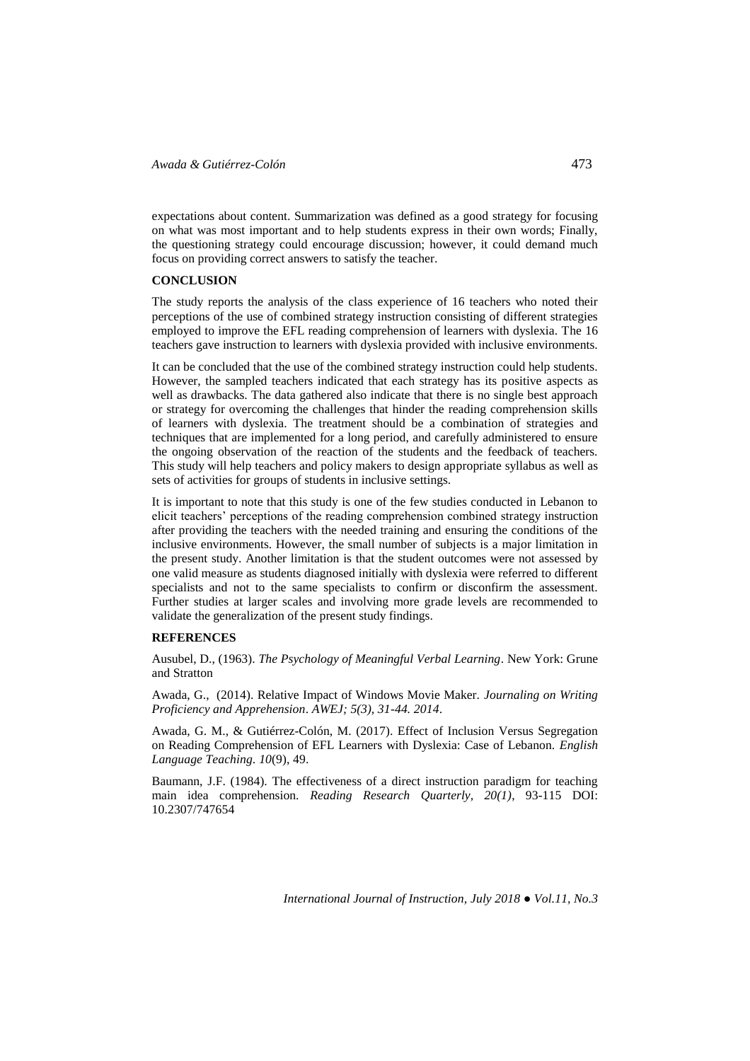expectations about content. Summarization was defined as a good strategy for focusing on what was most important and to help students express in their own words; Finally, the questioning strategy could encourage discussion; however, it could demand much focus on providing correct answers to satisfy the teacher.

## CONCLUSION

The study reports the analysis of the class experience of 16 teachers who noted their perceptions of the use of combined strategy instruction consisting of different strategies employed to improve the EFL reading comprehension of learners with dyslexia. The 16 teachers gave instruction to learners with dyslexia provided with inclusive environments.

It can be concluded that the use of the combined strategy instruction could help students. However, the sampled teachers indicated that each strategy has its positive aspects as well as drawbacks. The data gathered also indicate that there is no single best approach or strategy for overcoming the challenges that hinder the reading comprehension skills of learners with dyslexia. The treatment should be a combination of strategies and techniques that are implemented for a long period, and carefully administered to ensure the ongoing observation of the reaction of the students and the feedback of teachers. This study will help teachers and policy makers to design appropriate syllabus as well as sets of activities for groups of students in inclusive settings.

It is important to note that this study is one of the few studies conducted in Lebanon to elicit teachers' perceptions of the reading comprehension combined strategy instruction after providing the teachers with the needed training and ensuring the conditions of the inclusive environments. However, the small number of subjects is a major limitation in the present study. Another limitation is that the student outcomes were not assessed by one valid measure as students diagnosed initially with dyslexia were referred to different specialists and not to the same specialists to confirm or disconfirm the assessment. Further studies at larger scales and involving more grade levels are recommended to validate the generalization of the present study findings.

## REFERENCES

Ausubel, D., (1963). *The Psychology of Meaningful Verbal Learning*. New York: Grune and Stratton

Awada, G., (2014). Relative Impact of Windows Movie Maker. *Journaling on Writing Proficiency and Apprehension*. *AWEJ; 5(3), 31-44. 2014*.

Awada, G. M., & Gutiérrez-Colón, M. (2017). Effect of Inclusion Versus Segregation on Reading Comprehension of EFL Learners with Dyslexia: Case of Lebanon. *English Language Teaching*. *10*(9), 49.

Baumann, J.F. (1984). The effectiveness of a direct instruction paradigm for teaching main idea comprehension. *Reading Research Quarterly, 20(1)*, 93-115 DOI: 10.2307/747654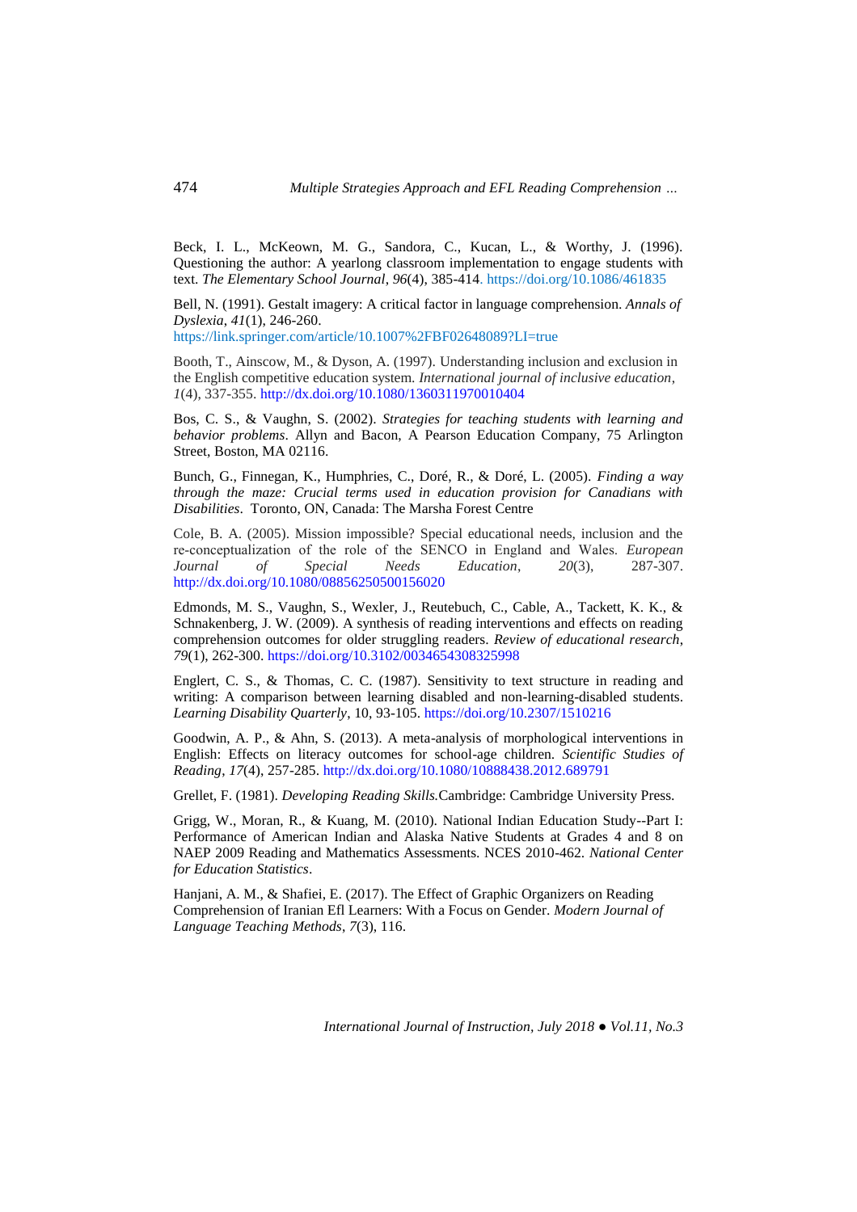Beck, I. L., McKeown, M. G., Sandora, C., Kucan, L., & Worthy, J. (1996). Questioning the author: A yearlong classroom implementation to engage students with text. *The Elementary School Journal*, *96*(4), 385-414. https://doi.org/10.1086/461835

Bell, N. (1991). Gestalt imagery: A critical factor in language comprehension. *Annals of Dyslexia*, *41*(1), 246-260. https://link.springer.com/article/10.1007%2FBF02648089?LI=true

Booth, T., Ainscow, M., & Dyson, A. (1997). Understanding inclusion and exclusion in the English competitive education system. *International journal of inclusive education*, *1*(4), 337-355. http://dx.doi.org/10.1080/1360311970010404

Bos, C. S., & Vaughn, S. (2002). *Strategies for teaching students with learning and behavior problems*. Allyn and Bacon, A Pearson Education Company, 75 Arlington Street, Boston, MA 02116.

Bunch, G., Finnegan, K., Humphries, C., Doré, R., & Doré, L. (2005). *Finding a way through the maze: Crucial terms used in education provision for Canadians with Disabilities*. Toronto, ON, Canada: The Marsha Forest Centre

Cole, B. A. (2005). Mission impossible? Special educational needs, inclusion and the re-conceptualization of the role of the SENCO in England and Wales. *European Journal of Special Needs Education*, *20*(3), 287-307. http://dx.doi.org/10.1080/08856250500156020

Edmonds, M. S., Vaughn, S., Wexler, J., Reutebuch, C., Cable, A., Tackett, K. K., & Schnakenberg, J. W. (2009). A synthesis of reading interventions and effects on reading comprehension outcomes for older struggling readers. *Review of educational research*, *79*(1), 262-300. https://doi.org/10.3102/0034654308325998

Englert, C. S., & Thomas, C. C. (1987). Sensitivity to text structure in reading and writing: A comparison between learning disabled and non-learning-disabled students. *Learning Disability Quarterly*, 10, 93-105. https://doi.org/10.2307/1510216

Goodwin, A. P., & Ahn, S. (2013). A meta-analysis of morphological interventions in English: Effects on literacy outcomes for school-age children. *Scientific Studies of Reading*, *17*(4), 257-285. http://dx.doi.org/10.1080/10888438.2012.689791

Grellet, F. (1981). *Developing Reading Skills.*Cambridge: Cambridge University Press.

Grigg, W., Moran, R., & Kuang, M. (2010). National Indian Education Study--Part I: Performance of American Indian and Alaska Native Students at Grades 4 and 8 on NAEP 2009 Reading and Mathematics Assessments. NCES 2010-462. *National Center for Education Statistics*.

Hanjani, A. M., & Shafiei, E. (2017). The Effect of Graphic Organizers on Reading Comprehension of Iranian Efl Learners: With a Focus on Gender. *Modern Journal of Language Teaching Methods*, *7*(3), 116.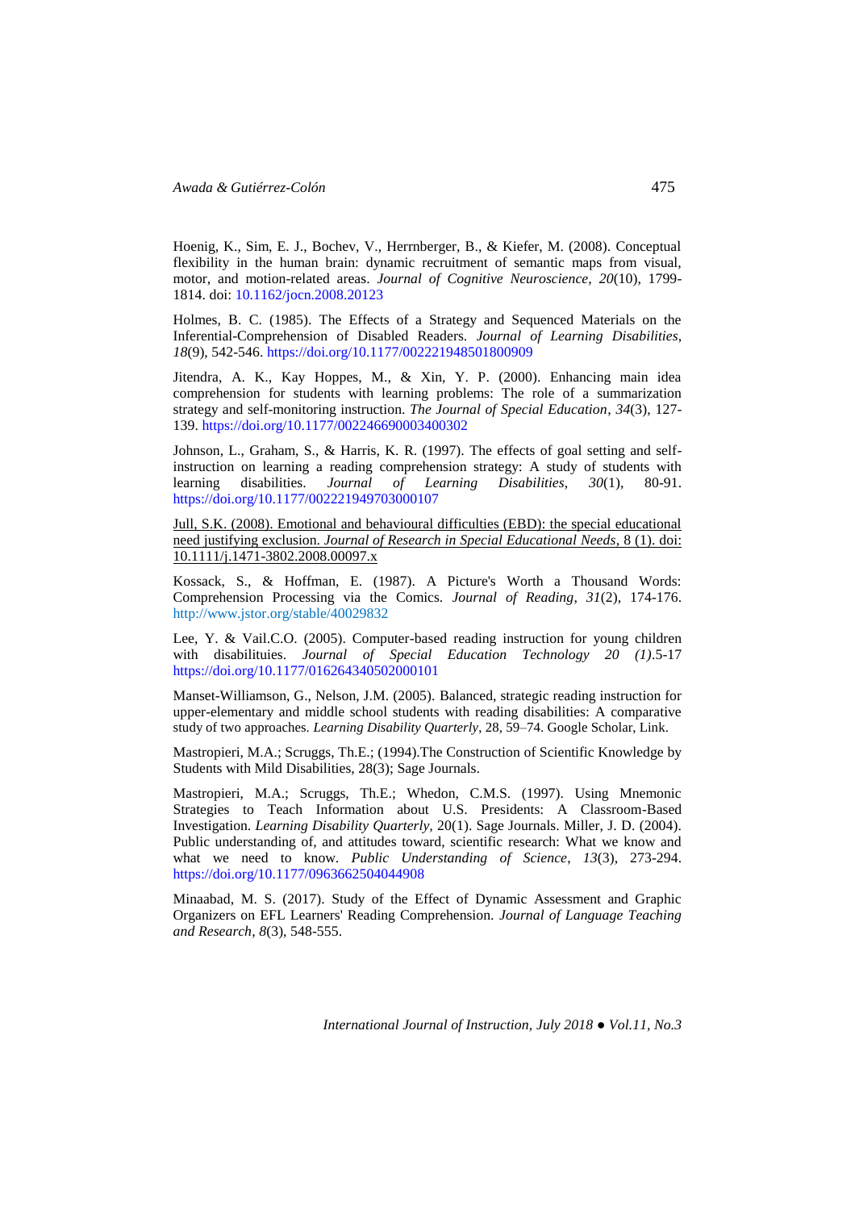Hoenig, K., Sim, E. J., Bochev, V., Herrnberger, B., & Kiefer, M. (2008). Conceptual flexibility in the human brain: dynamic recruitment of semantic maps from visual, motor, and motion-related areas. *Journal of Cognitive Neuroscience*, *20*(10), 1799-1814. doi: 10.1162/jocn.2008.20123

Holmes, B. C. (1985). The Effects of a Strategy and Sequenced Materials on the Inferential-Comprehension of Disabled Readers. *Journal of Learning Disabilities*, *18*(9), 542-546. https://doi.org/10.1177/002221948501800909

Jitendra, A. K., Kay Hoppes, M., & Xin, Y. P. (2000). Enhancing main idea comprehension for students with learning problems: The role of a summarization strategy and self-monitoring instruction. *The Journal of Special Education*, *34*(3), 127-139. https://doi.org/10.1177/002246690003400302

Johnson, L., Graham, S., & Harris, K. R. (1997). The effects of goal setting and self-instruction on learning a reading comprehension strategy: A study of students with learning disabilities. *Journal of Learning Disabilities*, *30*(1), 80-91. https://doi.org/10.1177/002221949703000107

Jull, S.K. (2008). Emotional and behavioural difficulties (EBD): the special educational need justifying exclusion. *Journal of Research in Special Educational Needs*, 8 (1). doi: 10.1111/j.1471-3802.2008.00097.x

Kossack, S., & Hoffman, E. (1987). A Picture's Worth a Thousand Words: Comprehension Processing via the Comics. *Journal of Reading*, *31*(2), 174-176. http://www.jstor.org/stable/40029832

Lee, Y. & Vail.C.O. (2005). Computer-based reading instruction for young children with disabilituies. *Journal of Special Education Technology 20 (1)*.5-17 https://doi.org/10.1177/016264340502000101

Manset-Williamson, G., Nelson, J.M. (2005). Balanced, strategic reading instruction for upper-elementary and middle school students with reading disabilities: A comparative study of two approaches. *Learning Disability Quarterly*, 28, 59–74. Google Scholar, Link.

Mastropieri, M.A.; Scruggs, Th.E.; (1994).The Construction of Scientific Knowledge by Students with Mild Disabilities, 28(3); Sage Journals.

Mastropieri, M.A.; Scruggs, Th.E.; Whedon, C.M.S. (1997). Using Mnemonic Strategies to Teach Information about U.S. Presidents: A Classroom-Based Investigation. *Learning Disability Quarterly*, 20(1). Sage Journals. Miller, J. D. (2004). Public understanding of, and attitudes toward, scientific research: What we know and what we need to know. *Public Understanding of Science*, *13*(3), 273-294. https://doi.org/10.1177/0963662504044908

Minaabad, M. S. (2017). Study of the Effect of Dynamic Assessment and Graphic Organizers on EFL Learners' Reading Comprehension. *Journal of Language Teaching and Research*, *8*(3), 548-555.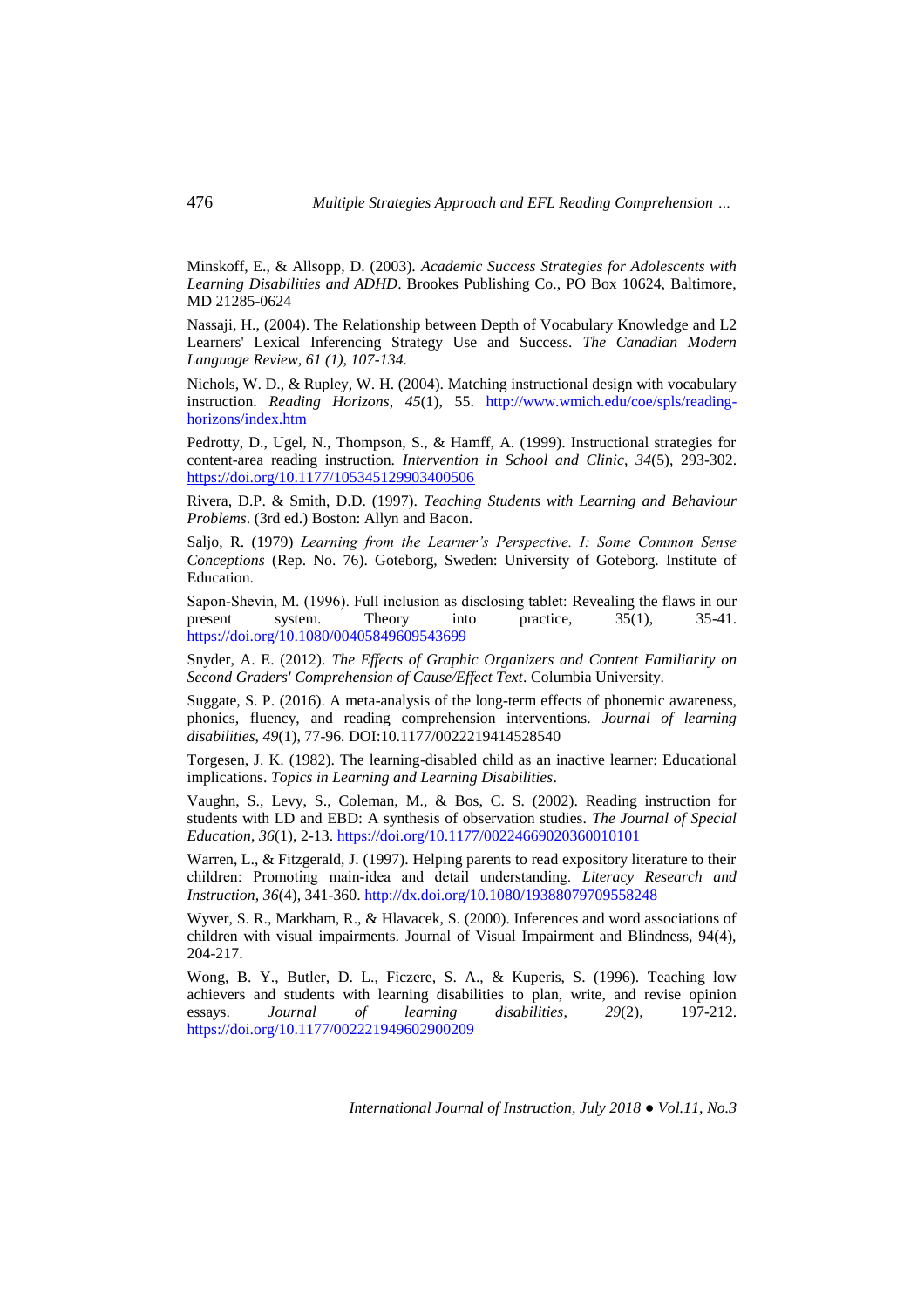Minskoff, E., & Allsopp, D. (2003). *Academic Success Strategies for Adolescents with Learning Disabilities and ADHD*. Brookes Publishing Co., PO Box 10624, Baltimore, MD 21285-0624

Nassaji, H., (2004). The Relationship between Depth of Vocabulary Knowledge and L2 Learners' Lexical Inferencing Strategy Use and Success. *The Canadian Modern Language Review, 61 (1), 107-134.*

Nichols, W. D., & Rupley, W. H. (2004). Matching instructional design with vocabulary instruction. *Reading Horizons*, *45*(1), 55. http://www.wmich.edu/coe/spls/reading-horizons/index.htm

Pedrotty, D., Ugel, N., Thompson, S., & Hamff, A. (1999). Instructional strategies for content-area reading instruction. *Intervention in School and Clinic*, *34*(5), 293-302. https://doi.org/10.1177/105345129903400506

Rivera, D.P. & Smith, D.D. (1997). *Teaching Students with Learning and Behaviour Problems*. (3rd ed.) Boston: Allyn and Bacon.

Saljo, R. (1979) *Learning from the Learner's Perspective. I: Some Common Sense Conceptions* (Rep. No. 76). Goteborg, Sweden: University of Goteborg. Institute of Education.

Sapon-Shevin, M. (1996). Full inclusion as disclosing tablet: Revealing the flaws in our present system. Theory into practice, 35(1), 35-41. https://doi.org/10.1080/00405849609543699

Snyder, A. E. (2012). *The Effects of Graphic Organizers and Content Familiarity on Second Graders' Comprehension of Cause/Effect Text*. Columbia University.

Suggate, S. P. (2016). A meta-analysis of the long-term effects of phonemic awareness, phonics, fluency, and reading comprehension interventions. *Journal of learning disabilities*, *49*(1), 77-96. DOI:10.1177/0022219414528540

Torgesen, J. K. (1982). The learning-disabled child as an inactive learner: Educational implications. *Topics in Learning and Learning Disabilities*.

Vaughn, S., Levy, S., Coleman, M., & Bos, C. S. (2002). Reading instruction for students with LD and EBD: A synthesis of observation studies. *The Journal of Special Education*, *36*(1), 2-13. https://doi.org/10.1177/00224669020360010101

Warren, L., & Fitzgerald, J. (1997). Helping parents to read expository literature to their children: Promoting main-idea and detail understanding. *Literacy Research and Instruction*, *36*(4), 341-360. http://dx.doi.org/10.1080/19388079709558248

Wyver, S. R., Markham, R., & Hlavacek, S. (2000). Inferences and word associations of children with visual impairments. Journal of Visual Impairment and Blindness, 94(4), 204-217.

Wong, B. Y., Butler, D. L., Ficzere, S. A., & Kuperis, S. (1996). Teaching low achievers and students with learning disabilities to plan, write, and revise opinion essays. *Journal of learning disabilities*, *29*(2), 197-212. https://doi.org/10.1177/002221949602900209